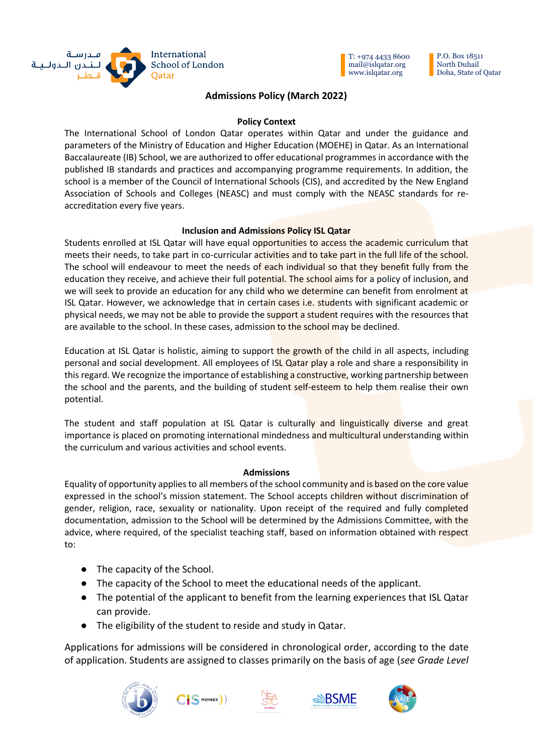# Admissions Policy (March 2022)

## Policy Context

The International School of London Qatar operates within Qatar and under the guidance and parameters of the Ministry of Education and Higher Education (MOEHE) in Qatar. As an International Baccalaureate (IB) School, we are authorized to offer educational programmes in accordance with the published IB standards and practices and accompanying programme requirements. In addition, the school is a member of the Council of International Schools (CIS), and accredited by the New England Association of Schools and Colleges (NEASC) and must comply with the NEASC standards for re-accreditation every five years.

## Inclusion and Admissions Policy ISL Qatar

Students enrolled at ISL Qatar will have equal opportunities to access the academic curriculum that meets their needs, to take part in co-curricular activities and to take part in the full life of the school. The school will endeavour to meet the needs of each individual so that they benefit fully from the education they receive, and achieve their full potential. The school aims for a policy of inclusion, and we will seek to provide an education for any child who we determine can benefit from enrolment at ISL Qatar. However, we acknowledge that in certain cases i.e. students with significant academic or physical needs, we may not be able to provide the support a student requires with the resources that are available to the school. In these cases, admission to the school may be declined.

Education at ISL Qatar is holistic, aiming to support the growth of the child in all aspects, including personal and social development. All employees of ISL Qatar play a role and share a responsibility in this regard. We recognize the importance of establishing a constructive, working partnership between the school and the parents, and the building of student self-esteem to help them realise their own potential.

The student and staff population at ISL Qatar is culturally and linguistically diverse and great importance is placed on promoting international mindedness and multicultural understanding within the curriculum and various activities and school events.

## Admissions

Equality of opportunity applies to all members of the school community and is based on the core value expressed in the school's mission statement. The School accepts children without discrimination of gender, religion, race, sexuality or nationality. Upon receipt of the required and fully completed documentation, admission to the School will be determined by the Admissions Committee, with the advice, where required, of the specialist teaching staff, based on information obtained with respect to:

- The capacity of the School.
- The capacity of the School to meet the educational needs of the applicant.
- The potential of the applicant to benefit from the learning experiences that ISL Qatar can provide.
- The eligibility of the student to reside and study in Qatar.

Applications for admissions will be considered in chronological order, according to the date of application. Students are assigned to classes primarily on the basis of age (*see Grade Level*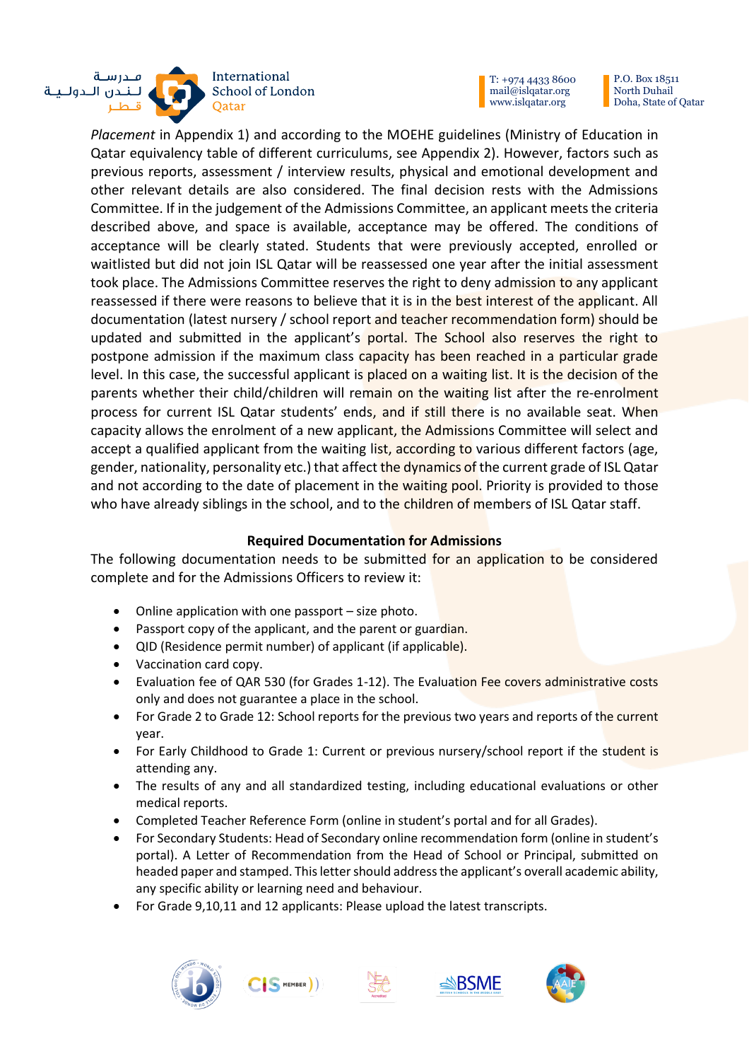*Placement* in Appendix 1) and according to the MOEHE guidelines (Ministry of Education in Qatar equivalency table of different curriculums, see Appendix 2). However, factors such as previous reports, assessment / interview results, physical and emotional development and other relevant details are also considered. The final decision rests with the Admissions Committee. If in the judgement of the Admissions Committee, an applicant meets the criteria described above, and space is available, acceptance may be offered. The conditions of acceptance will be clearly stated. Students that were previously accepted, enrolled or waitlisted but did not join ISL Qatar will be reassessed one year after the initial assessment took place. The Admissions Committee reserves the right to deny admission to any applicant reassessed if there were reasons to believe that it is in the best interest of the applicant. All documentation (latest nursery / school report and teacher recommendation form) should be updated and submitted in the applicant's portal. The School also reserves the right to postpone admission if the maximum class capacity has been reached in a particular grade level. In this case, the successful applicant is placed on a waiting list. It is the decision of the parents whether their child/children will remain on the waiting list after the re-enrolment process for current ISL Qatar students' ends, and if still there is no available seat. When capacity allows the enrolment of a new applicant, the Admissions Committee will select and accept a qualified applicant from the waiting list, according to various different factors (age, gender, nationality, personality etc.) that affect the dynamics of the current grade of ISL Qatar and not according to the date of placement in the waiting pool. Priority is provided to those who have already siblings in the school, and to the children of members of ISL Qatar staff.

**Required Documentation for Admissions**

The following documentation needs to be submitted for an application to be considered complete and for the Admissions Officers to review it:

- Online application with one passport – size photo.
- Passport copy of the applicant, and the parent or guardian.
- QID (Residence permit number) of applicant (if applicable).
- Vaccination card copy.
- Evaluation fee of QAR 530 (for Grades 1-12). The Evaluation Fee covers administrative costs only and does not guarantee a place in the school.
- For Grade 2 to Grade 12: School reports for the previous two years and reports of the current year.
- For Early Childhood to Grade 1: Current or previous nursery/school report if the student is attending any.
- The results of any and all standardized testing, including educational evaluations or other medical reports.
- Completed Teacher Reference Form (online in student's portal and for all Grades).
- For Secondary Students: Head of Secondary online recommendation form (online in student's portal). A Letter of Recommendation from the Head of School or Principal, submitted on headed paper and stamped. This letter should address the applicant's overall academic ability, any specific ability or learning need and behaviour.
- For Grade 9,10,11 and 12 applicants: Please upload the latest transcripts.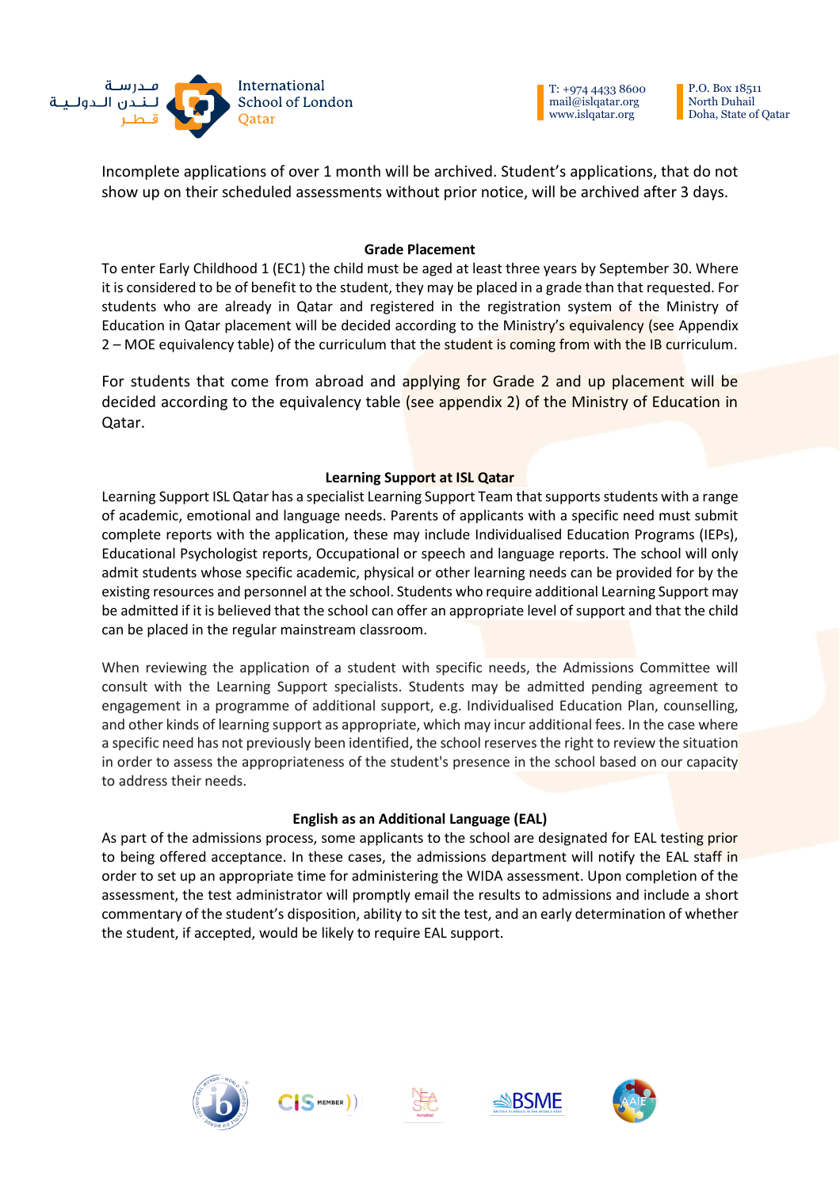Incomplete applications of over 1 month will be archived. Student's applications, that do not show up on their scheduled assessments without prior notice, will be archived after 3 days.

### Grade Placement

To enter Early Childhood 1 (EC1) the child must be aged at least three years by September 30. Where it is considered to be of benefit to the student, they may be placed in a grade than that requested. For students who are already in Qatar and registered in the registration system of the Ministry of Education in Qatar placement will be decided according to the Ministry's equivalency (see Appendix 2 – MOE equivalency table) of the curriculum that the student is coming from with the IB curriculum.

For students that come from abroad and applying for Grade 2 and up placement will be decided according to the equivalency table (see appendix 2) of the Ministry of Education in Qatar.

### Learning Support at ISL Qatar

Learning Support ISL Qatar has a specialist Learning Support Team that supports students with a range of academic, emotional and language needs. Parents of applicants with a specific need must submit complete reports with the application, these may include Individualised Education Programs (IEPs), Educational Psychologist reports, Occupational or speech and language reports. The school will only admit students whose specific academic, physical or other learning needs can be provided for by the existing resources and personnel at the school. Students who require additional Learning Support may be admitted if it is believed that the school can offer an appropriate level of support and that the child can be placed in the regular mainstream classroom.

When reviewing the application of a student with specific needs, the Admissions Committee will consult with the Learning Support specialists. Students may be admitted pending agreement to engagement in a programme of additional support, e.g. Individualised Education Plan, counselling, and other kinds of learning support as appropriate, which may incur additional fees. In the case where a specific need has not previously been identified, the school reserves the right to review the situation in order to assess the appropriateness of the student's presence in the school based on our capacity to address their needs.

### English as an Additional Language (EAL)

As part of the admissions process, some applicants to the school are designated for EAL testing prior to being offered acceptance. In these cases, the admissions department will notify the EAL staff in order to set up an appropriate time for administering the WIDA assessment. Upon completion of the assessment, the test administrator will promptly email the results to admissions and include a short commentary of the student's disposition, ability to sit the test, and an early determination of whether the student, if accepted, would be likely to require EAL support.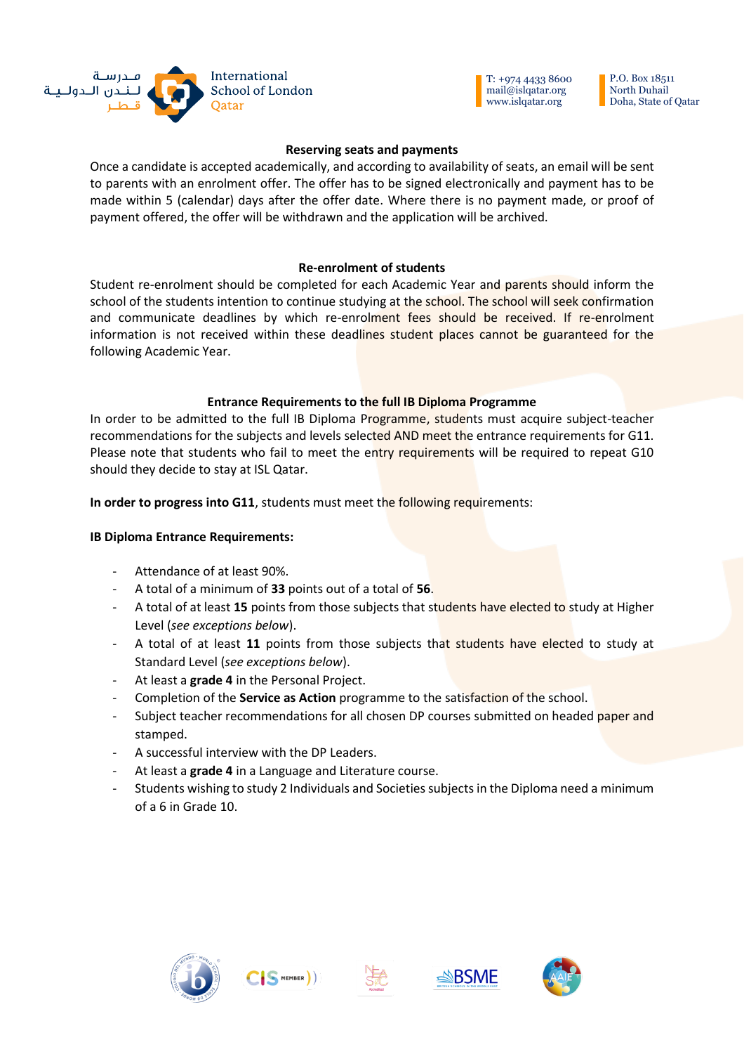## Reserving seats and payments

Once a candidate is accepted academically, and according to availability of seats, an email will be sent to parents with an enrolment offer. The offer has to be signed electronically and payment has to be made within 5 (calendar) days after the offer date. Where there is no payment made, or proof of payment offered, the offer will be withdrawn and the application will be archived.

## Re-enrolment of students

Student re-enrolment should be completed for each Academic Year and parents should inform the school of the students intention to continue studying at the school. The school will seek confirmation and communicate deadlines by which re-enrolment fees should be received. If re-enrolment information is not received within these deadlines student places cannot be guaranteed for the following Academic Year.

## Entrance Requirements to the full IB Diploma Programme

In order to be admitted to the full IB Diploma Programme, students must acquire subject-teacher recommendations for the subjects and levels selected AND meet the entrance requirements for G11. Please note that students who fail to meet the entry requirements will be required to repeat G10 should they decide to stay at ISL Qatar.

**In order to progress into G11**, students must meet the following requirements:

**IB Diploma Entrance Requirements:**

- Attendance of at least 90%.
- A total of a minimum of **33** points out of a total of **56**.
- A total of at least **15** points from those subjects that students have elected to study at Higher Level (*see exceptions below*).
- A total of at least **11** points from those subjects that students have elected to study at Standard Level (*see exceptions below*).
- At least a **grade 4** in the Personal Project.
- Completion of the **Service as Action** programme to the satisfaction of the school.
- Subject teacher recommendations for all chosen DP courses submitted on headed paper and stamped.
- A successful interview with the DP Leaders.
- At least a **grade 4** in a Language and Literature course.
- Students wishing to study 2 Individuals and Societies subjects in the Diploma need a minimum of a 6 in Grade 10.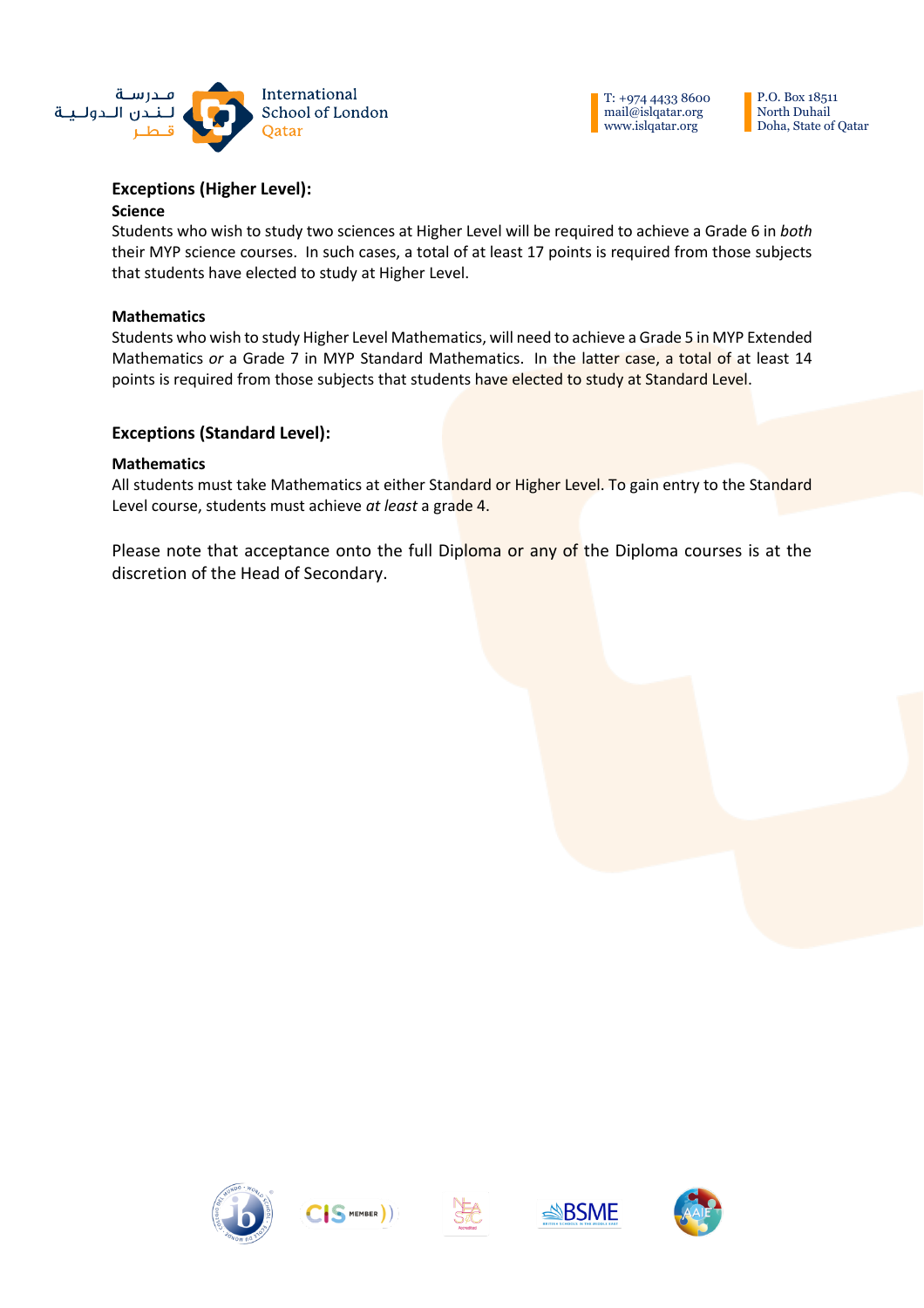## Exceptions (Higher Level):

### Science

Students who wish to study two sciences at Higher Level will be required to achieve a Grade 6 in *both* their MYP science courses. In such cases, a total of at least 17 points is required from those subjects that students have elected to study at Higher Level.

### Mathematics

Students who wish to study Higher Level Mathematics, will need to achieve a Grade 5 in MYP Extended Mathematics *or* a Grade 7 in MYP Standard Mathematics. In the latter case, a total of at least 14 points is required from those subjects that students have elected to study at Standard Level.

## Exceptions (Standard Level):

### Mathematics

All students must take Mathematics at either Standard or Higher Level. To gain entry to the Standard Level course, students must achieve *at least* a grade 4.

Please note that acceptance onto the full Diploma or any of the Diploma courses is at the discretion of the Head of Secondary.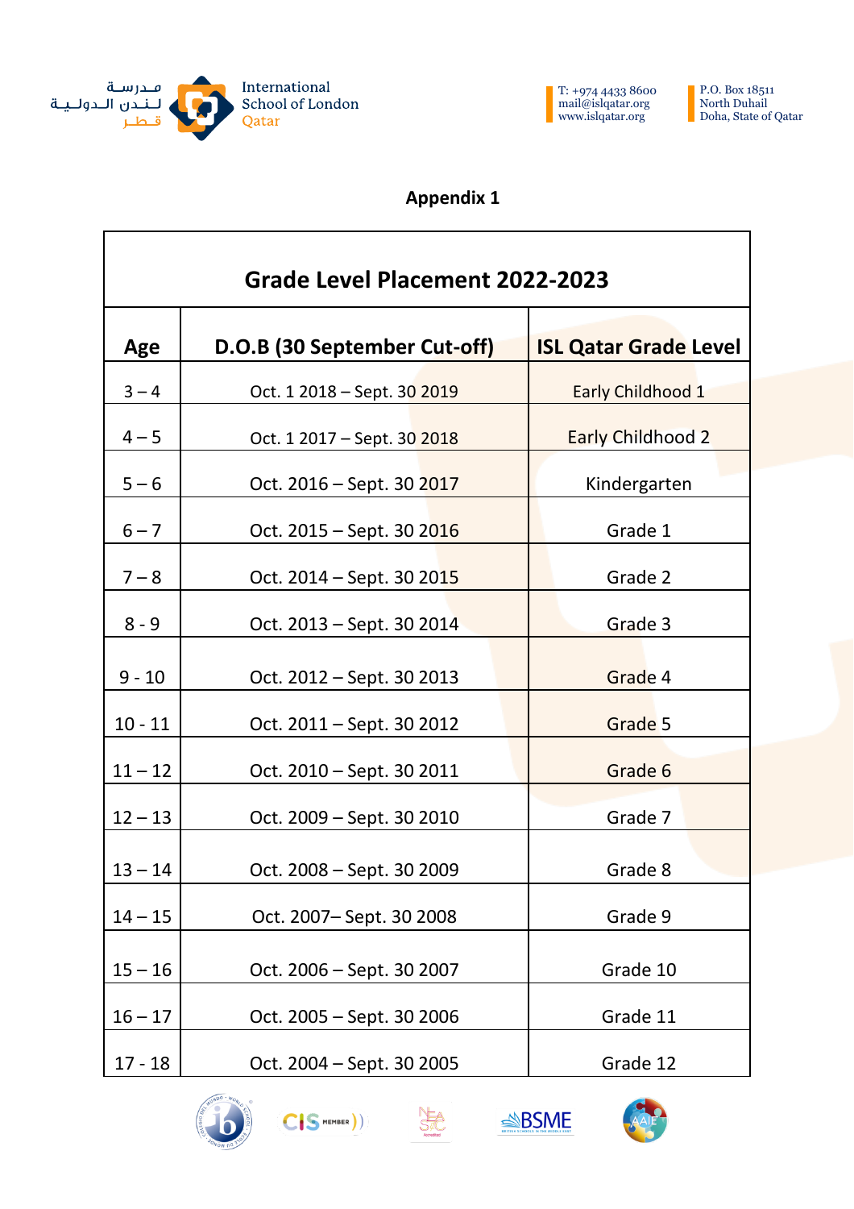**Appendix 1**

| Grade Level Placement 2022-2023 | | |
|---|---|---|
| **Age** | **D.O.B (30 September Cut-off)** | **ISL Qatar Grade Level** |
| 3 – 4 | Oct. 1 2018 – Sept. 30 2019 | Early Childhood 1 |
| 4 – 5 | Oct. 1 2017 – Sept. 30 2018 | Early Childhood 2 |
| 5 – 6 | Oct. 2016 – Sept. 30 2017 | Kindergarten |
| 6 – 7 | Oct. 2015 – Sept. 30 2016 | Grade 1 |
| 7 – 8 | Oct. 2014 – Sept. 30 2015 | Grade 2 |
| 8 - 9 | Oct. 2013 – Sept. 30 2014 | Grade 3 |
| 9 - 10 | Oct. 2012 – Sept. 30 2013 | Grade 4 |
| 10 - 11 | Oct. 2011 – Sept. 30 2012 | Grade 5 |
| 11 – 12 | Oct. 2010 – Sept. 30 2011 | Grade 6 |
| 12 – 13 | Oct. 2009 – Sept. 30 2010 | Grade 7 |
| 13 – 14 | Oct. 2008 – Sept. 30 2009 | Grade 8 |
| 14 – 15 | Oct. 2007– Sept. 30 2008 | Grade 9 |
| 15 – 16 | Oct. 2006 – Sept. 30 2007 | Grade 10 |
| 16 – 17 | Oct. 2005 – Sept. 30 2006 | Grade 11 |
| 17 - 18 | Oct. 2004 – Sept. 30 2005 | Grade 12 |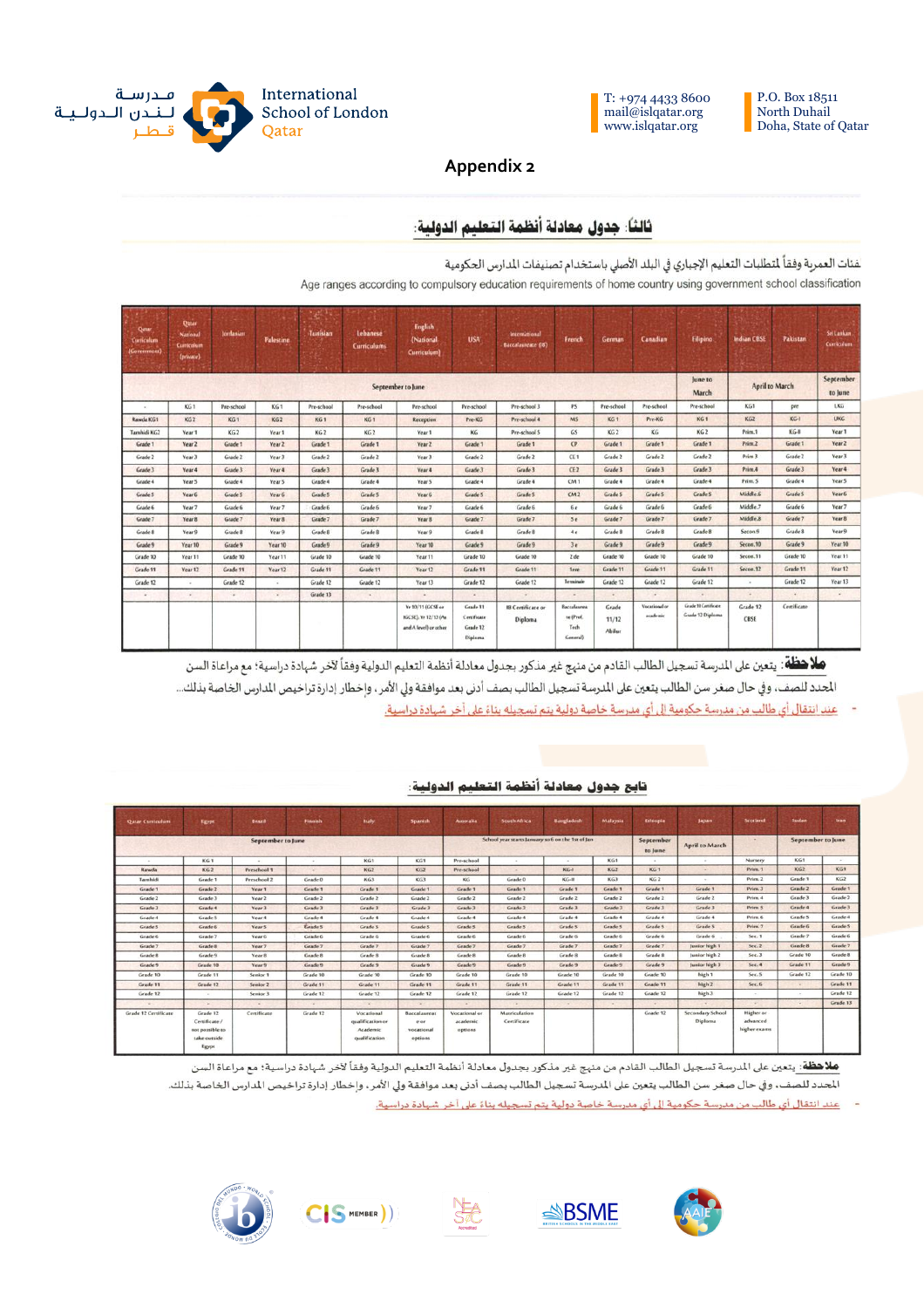# Appendix 2

## ثالثاً: جدول معادلة أنظمة التعليم الدولية:

فئات العمرية وفقاً لمتطلبات التعليم الإجباري في البلد الأصلي باستخدام تصنيفات المدارس الحكومية

Age ranges according to compulsory education requirements of home country using government school classification

| Qatar Curriculum (Government) | Qatar National Curriculum (private) | Jordanian | Palestine | Tunisian | Lebanese Curriculum | English (National Curriculum) | USA | International Baccalaureate (IB) | French | German | Canadian | Filipino | Indian CBSE | Pakistan | Sri Lankan Curriculum |
|---|---|---|---|---|---|---|---|---|---|---|---|---|---|---|---|
| September to June | | | | | | | | | | | | June to March | April to March | | September to June |
| - | KG 1 | Pre-school | KG 1 | Pre-school | Pre-school | Pre-school | Pre-school | Pre-school 3 | PS | Pre-school | Pre-school | Pre-school | KG1 | pre | LKG |
| Rawda KG1 | KG2 | KG1 | KG2 | KG1 | KG 1 | Reception | Pre-KG | Pre-school 4 | MS | KG 1 | Pre-KG | KG 1 | KG2 | KG-I | UKG |
| Tamhidi KG2 | Year 1 | KG2 | Year 1 | KG 2 | KG 2 | Year 1 | KG | Pre-school 5 | GS | KG 2 | KG | KG 2 | Prim.1 | KG-II | Year 1 |
| Grade 1 | Year 2 | Grade 1 | Year 2 | Grade 1 | Grade 1 | Year 2 | Grade 1 | Grade 1 | CP | Grade 1 | Grade 1 | Grade 1 | Prim.2 | Grade 1 | Year 2 |
| Grade 2 | Year 3 | Grade 2 | Year 3 | Grade 2 | Grade 2 | Year 3 | Grade 2 | Grade 2 | CE1 | Grade 2 | Grade 2 | Grade 2 | Prim.3 | Grade 2 | Year 3 |
| Grade 3 | Year 4 | Grade 3 | Year 4 | Grade 3 | Grade 3 | Year 4 | Grade 3 | Grade 3 | CE2 | Grade 3 | Grade 3 | Grade 3 | Prim.4 | Grade 3 | Year 4 |
| Grade 4 | Year 5 | Grade 4 | Year 5 | Grade 4 | Grade 4 | Year 5 | Grade 4 | Grade 4 | CM1 | Grade 4 | Grade 4 | Grade 4 | Prim. 5 | Grade 4 | Year 5 |
| Grade 5 | Year 6 | Grade 5 | Year 6 | Grade 5 | Grade 5 | Year 6 | Grade 5 | Grade 5 | CM2 | Grade 5 | Grade 5 | Grade 5 | Middle.6 | Grade 5 | Year 6 |
| Grade 6 | Year 7 | Grade 6 | Year 7 | Grade 6 | Grade 6 | Year 7 | Grade 6 | Grade 6 | 6e | Grade 6 | Grade 6 | Grade 6 | Middle.7 | Grade 6 | Year 7 |
| Grade 7 | Year 8 | Grade 7 | Year 8 | Grade 7 | Grade 7 | Year 8 | Grade 7 | Grade 7 | 5e | Grade 7 | Grade 7 | Grade 7 | Middle.8 | Grade 7 | Year 8 |
| Grade 8 | Year 9 | Grade 8 | Year 9 | Grade 8 | Grade 8 | Year 9 | Grade 8 | Grade 8 | 4e | Grade 8 | Grade 8 | Grade 8 | Secon.9 | Grade 8 | Year 9 |
| Grade 9 | Year 10 | Grade 9 | Year 10 | Grade 9 | Grade 9 | Year 10 | Grade 9 | Grade 9 | 3e | Grade 9 | Grade 9 | Grade 9 | Secon.10 | Grade 9 | Year 10 |
| Grade 10 | Year 11 | Grade 10 | Year 11 | Grade 10 | Grade 10 | Year 11 | Grade 10 | Grade 10 | 2de | Grade 10 | Grade 10 | Grade 10 | Secon.11 | Grade 10 | Year 11 |
| Grade 11 | Year 12 | Grade 11 | Year 12 | Grade 11 | Grade 11 | Year 12 | Grade 11 | Grade 11 | 1ere | Grade 11 | Grade 11 | Grade 11 | Secon.12 | Grade 11 | Year 12 |
| Grade 12 | | Grade 12 | - | Grade 12 | Grade 12 | Year 13 | Grade 12 | Grade 12 | Terminale | Grade 12 | Grade 12 | Grade 12 | | Grade 12 | Year 13 |
| - | - | - | - | Grade 13 | - | - | - | - | - | - | - | - | - | - | - |
| | | | | | | Yr 10/11 (GCSE or IGCSE), Yr 12/13 (As and A level) or other | Grade 11 Certificate Grade 12 Diploma | IB Certificate or Diploma | Baccalaureate (Prof. Tech General) | Grade 11/12 Abitur | Vocational or academic | Grade 11 Certificate Grade 12 Diploma | Grade 12 CBSE | Certificate | |

**ملاحظة**: يتعين على المدرسة تسجيل الطالب القادم من منهج غير مذكور بجدول معادلة أنظمة التعليم الدولية وفقاً لآخر شهادة دراسية؛ مع مراعاة السن المحدد للصف، وفي حال صغر سن الطالب يتعين على المدرسة تسجيل الطالب بصف أدنى بعد موافقة ولي الأمر، وإخطار إدارة تراخيص المدارس الخاصة بذلك...

- عند انتقال أي طالب من مدرسة حكومية إلى أي مدرسة خاصة دولية يتم تسجيله بناءً على آخر شهادة دراسية.

## تابع جدول معادلة أنظمة التعليم الدولية:

| Qatar Curriculum | Egypt | Brazil | Finnish | Italy | Spanish | Australia | South Africa | Bangladesh | Malaysia | Ethiopia | Japan | Scotland | Sudan | Iran |
|---|---|---|---|---|---|---|---|---|---|---|---|---|---|---|
| September to June | | | | | | School year starts January to 6 on the 1st of Jan | | | | September to June | April to March | - | September to June | |
| - | KG 1 | - | - | KG1 | KG1 | Pre-school | - | - | KG1 | - | - | Nursery | KG1 | - |
| Rawda | KG 2 | Preschool 1 | - | KG2 | KG2 | Pre-school | - | KG-I | KG2 | KG 1 | - | Prim. 1 | KG2 | KG1 |
| Tamhidi | Grade 1 | Preschool 2 | Grade 0 | KG3 | KG3 | KG | Grade 0 | KG-II | KG3 | KG 2 | - | Prim. 2 | Grade 1 | KG2 |
| Grade 1 | Grade 2 | Year 1 | Grade 1 | Grade 1 | Grade 1 | Grade 1 | Grade 1 | Grade 1 | Grade 1 | Grade 1 | Grade 1 | Prim. 3 | Grade 2 | Grade 1 |
| Grade 2 | Grade 3 | Year 2 | Grade 2 | Grade 2 | Grade 2 | Grade 2 | Grade 2 | Grade 2 | Grade 2 | Grade 2 | Grade 2 | Prim. 4 | Grade 3 | Grade 2 |
| Grade 3 | Grade 4 | Year 3 | Grade 3 | Grade 3 | Grade 3 | Grade 3 | Grade 3 | Grade 3 | Grade 3 | Grade 3 | Grade 3 | Prim. 5 | Grade 4 | Grade 3 |
| Grade 4 | Grade 5 | Year 4 | Grade 4 | Grade 4 | Grade 4 | Grade 4 | Grade 4 | Grade 4 | Grade 4 | Grade 4 | Grade 4 | Prim. 6 | Grade 5 | Grade 4 |
| Grade 5 | Grade 6 | Year 5 | Grade 5 | Grade 5 | Grade 5 | Grade 5 | Grade 5 | Grade 5 | Grade 5 | Grade 5 | Grade 5 | Prim. 7 | Grade 6 | Grade 5 |
| Grade 6 | Grade 7 | Year 6 | Grade 6 | Grade 6 | Grade 6 | Grade 6 | Grade 6 | Grade 6 | Grade 6 | Grade 6 | Grade 6 | Sec. 1 | Grade 7 | Grade 6 |
| Grade 7 | Grade 8 | Year 7 | Grade 7 | Grade 7 | Grade 7 | Grade 7 | Grade 7 | Grade 7 | Grade 7 | Grade 7 | Junior high 1 | Sec. 2 | Grade 8 | Grade 7 |
| Grade 8 | Grade 9 | Year 8 | Grade 8 | Grade 8 | Grade 8 | Grade 8 | Grade 8 | Grade 8 | Grade 8 | Grade 8 | Junior high 2 | Sec. 3 | Grade 9 | Grade 8 |
| Grade 9 | Grade 10 | Year 9 | Grade 9 | Grade 9 | Grade 9 | Grade 9 | Grade 9 | Grade 9 | Grade 9 | Grade 9 | Junior high 3 | Sec. 4 | Grade 10 | Grade 9 |
| Grade 10 | Grade 11 | Senior 1 | Grade 10 | Grade 10 | Grade 10 | Grade 10 | Grade 10 | Grade 10 | Grade 10 | Grade 10 | high 1 | Sec. 5 | Grade 11 | Grade 10 |
| Grade 11 | Grade 12 | Senior 2 | Grade 11 | Grade 11 | Grade 11 | Grade 11 | Grade 11 | Grade 11 | Grade 11 | Grade 11 | high 2 | Sec. 6 | Grade 12 | Grade 11 |
| Grade 12 | - | Senior 3 | Grade 12 | Grade 12 | Grade 12 | Grade 12 | Grade 12 | Grade 12 | Grade 12 | Grade 12 | high 3 | - | - | Grade 12 |
| - | - | - | - | - | - | - | - | - | - | - | - | - | - | Grade 13 |
| Grade 12 Certificate | Grade 12 Certificate / not possible to take outside Egypt | Certificate | Grade 12 | Vocational qualification or Academic qualification | Baccalaureate or vocational options | Vocational or academic options | Matriculation Certificate | | | Grade 12 | Secondary School Diploma | Higher or advanced higher exams | | |

**ملاحظة**: يتعين على المدرسة تسجيل الطالب القادم من منهج غير مذكور بجدول معادلة أنظمة التعليم الدولية وفقاً لآخر شهادة دراسية؛ مع مراعاة السن المحدد للصف، وفي حال صغر سن الطالب يتعين على المدرسة تسجيل الطالب بصف أدنى بعد موافقة ولي الأمر، وإخطار إدارة تراخيص المدارس الخاصة بذلك.

- عند انتقال أي طالب من مدرسة حكومية إلى أي مدرسة خاصة دولية يتم تسجيله بناءً على آخر شهادة دراسية.